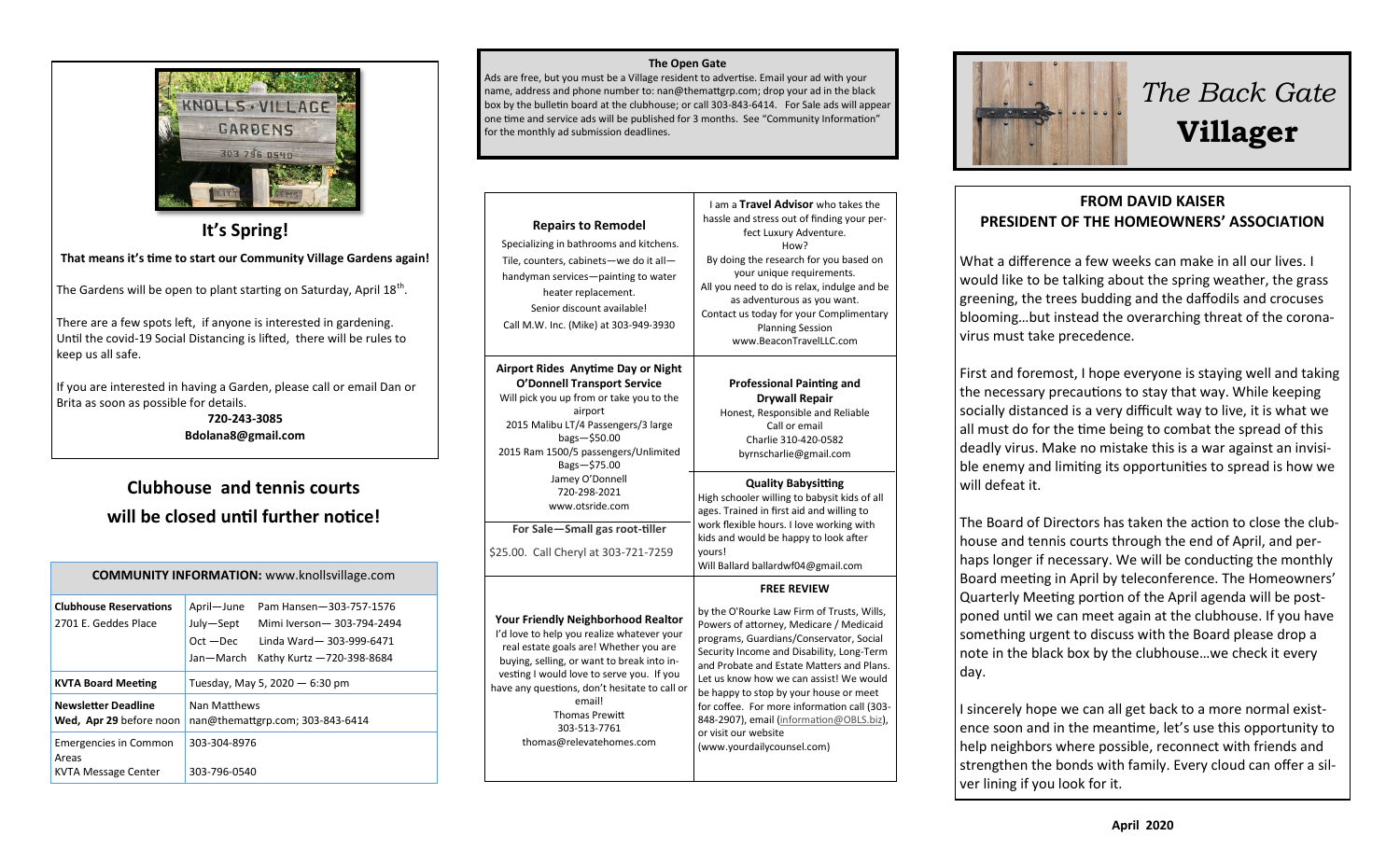# The Back Gate Villager

## FROM DAVID KAISER
## PRESIDENT OF THE HOMEOWNERS' ASSOCIATION

What a difference a few weeks can make in all our lives. I would like to be talking about the spring weather, the grass greening, the trees budding and the daffodils and crocuses blooming…but instead the overarching threat of the coronavirus must take precedence.

First and foremost, I hope everyone is staying well and taking the necessary precautions to stay that way. While keeping socially distanced is a very difficult way to live, it is what we all must do for the time being to combat the spread of this deadly virus. Make no mistake this is a war against an invisible enemy and limiting its opportunities to spread is how we will defeat it.

The Board of Directors has taken the action to close the clubhouse and tennis courts through the end of April, and perhaps longer if necessary. We will be conducting the monthly Board meeting in April by teleconference. The Homeowners' Quarterly Meeting portion of the April agenda will be postponed until we can meet again at the clubhouse. If you have something urgent to discuss with the Board please drop a note in the black box by the clubhouse…we check it every day.

I sincerely hope we can all get back to a more normal existence soon and in the meantime, let's use this opportunity to help neighbors where possible, reconnect with friends and strengthen the bonds with family. Every cloud can offer a silver lining if you look for it.

April 2020

---

KNOLLS VILLAGE GARDENS 303 796 0540

## It's Spring!

**That means it's time to start our Community Village Gardens again!**

The Gardens will be open to plant starting on Saturday, April 18th.

There are a few spots left, if anyone is interested in gardening. Until the covid-19 Social Distancing is lifted, there will be rules to keep us all safe.

If you are interested in having a Garden, please call or email Dan or Brita as soon as possible for details.

**720-243-3085**
**Bdolana8@gmail.com**

## Clubhouse and tennis courts will be closed until further notice!

| **COMMUNITY INFORMATION:** www.knollsvillage.com | |
|---|---|
| **Clubhouse Reservations** 2701 E. Geddes Place | April—June Pam Hansen—303-757-1576<br>July—Sept Mimi Iverson— 303-794-2494<br>Oct —Dec Linda Ward— 303-999-6471<br>Jan—March Kathy Kurtz —720-398-8684 |
| **KVTA Board Meeting** | Tuesday, May 5, 2020 — 6:30 pm |
| **Newsletter Deadline Wed, Apr 29** before noon | Nan Matthews<br>nan@themattgrp.com; 303-843-6414 |
| Emergencies in Common Areas | 303-304-8976 |
| KVTA Message Center | 303-796-0540 |

---

## The Open Gate

Ads are free, but you must be a Village resident to advertise. Email your ad with your name, address and phone number to: nan@themattgrp.com; drop your ad in the black box by the bulletin board at the clubhouse; or call 303-843-6414. For Sale ads will appear one time and service ads will be published for 3 months. See "Community Information" for the monthly ad submission deadlines.

**Repairs to Remodel**
Specializing in bathrooms and kitchens. Tile, counters, cabinets—we do it all—handyman services—painting to water heater replacement.
Senior discount available!
Call M.W. Inc. (Mike) at 303-949-3930

I am a **Travel Advisor** who takes the hassle and stress out of finding your perfect Luxury Adventure.
How?
By doing the research for you based on your unique requirements.
All you need to do is relax, indulge and be as adventurous as you want.
Contact us today for your Complimentary Planning Session
www.BeaconTravelLLC.com

**Airport Rides Anytime Day or Night**
**O'Donnell Transport Service**
Will pick you up from or take you to the airport
2015 Malibu LT/4 Passengers/3 large bags—$50.00
2015 Ram 1500/5 passengers/Unlimited Bags—$75.00
Jamey O'Donnell
720-298-2021
www.otsride.com

**Professional Painting and Drywall Repair**
Honest, Responsible and Reliable
Call or email
Charlie 310-420-0582
byrnscharlie@gmail.com

**For Sale—Small gas root-tiller**
$25.00. Call Cheryl at 303-721-7259

**Quality Babysitting**
High schooler willing to babysit kids of all ages. Trained in first aid and willing to work flexible hours. I love working with kids and would be happy to look after yours!
Will Ballard ballardwf04@gmail.com

**Your Friendly Neighborhood Realtor**
I'd love to help you realize whatever your real estate goals are! Whether you are buying, selling, or want to break into investing I would love to serve you. If you have any questions, don't hesitate to call or email!
Thomas Prewitt
303-513-7761
thomas@relevatehomes.com

**FREE REVIEW**
by the O'Rourke Law Firm of Trusts, Wills, Powers of attorney, Medicare / Medicaid programs, Guardians/Conservator, Social Security Income and Disability, Long-Term and Probate and Estate Matters and Plans. Let us know how we can assist! We would be happy to stop by your house or meet for coffee. For more information call (303-848-2907), email (information@OBLS.biz), or visit our website (www.yourdailycounsel.com)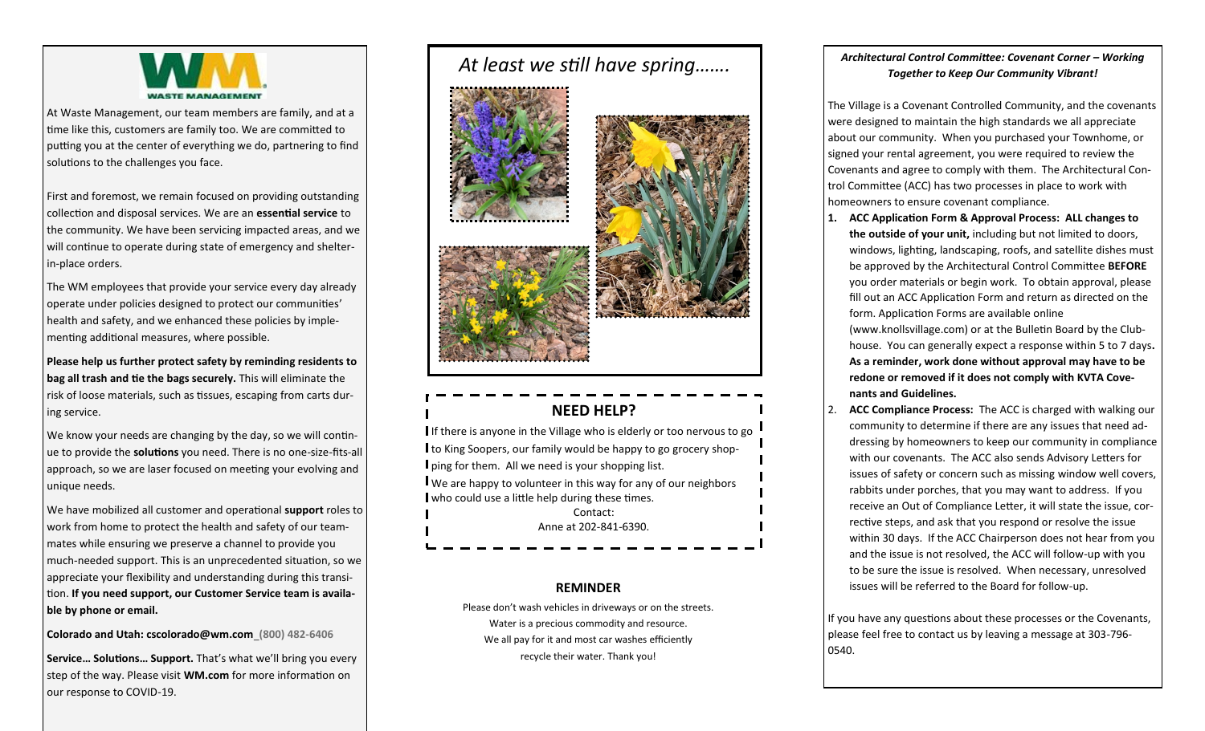**WASTE MANAGEMENT**

At Waste Management, our team members are family, and at a time like this, customers are family too. We are committed to putting you at the center of everything we do, partnering to find solutions to the challenges you face.

First and foremost, we remain focused on providing outstanding collection and disposal services. We are an **essential service** to the community. We have been servicing impacted areas, and we will continue to operate during state of emergency and shelter-in-place orders.

The WM employees that provide your service every day already operate under policies designed to protect our communities' health and safety, and we enhanced these policies by implementing additional measures, where possible.

**Please help us further protect safety by reminding residents to bag all trash and tie the bags securely.** This will eliminate the risk of loose materials, such as tissues, escaping from carts during service.

We know your needs are changing by the day, so we will continue to provide the **solutions** you need. There is no one-size-fits-all approach, so we are laser focused on meeting your evolving and unique needs.

We have mobilized all customer and operational **support** roles to work from home to protect the health and safety of our teammates while ensuring we preserve a channel to provide you much-needed support. This is an unprecedented situation, so we appreciate your flexibility and understanding during this transition. **If you need support, our Customer Service team is available by phone or email.**

**Colorado and Utah: cscolorado@wm.com** (800) 482-6406

**Service… Solutions… Support.** That's what we'll bring you every step of the way. Please visit **WM.com** for more information on our response to COVID-19.

## *At least we still have spring…….*

## NEED HELP?

If there is anyone in the Village who is elderly or too nervous to go to King Soopers, our family would be happy to go grocery shopping for them. All we need is your shopping list.

We are happy to volunteer in this way for any of our neighbors who could use a little help during these times.

Contact:
Anne at 202-841-6390.

## REMINDER

Please don't wash vehicles in driveways or on the streets. Water is a precious commodity and resource. We all pay for it and most car washes efficiently recycle their water. Thank you!

***Architectural Control Committee: Covenant Corner – Working Together to Keep Our Community Vibrant!***

The Village is a Covenant Controlled Community, and the covenants were designed to maintain the high standards we all appreciate about our community. When you purchased your Townhome, or signed your rental agreement, you were required to review the Covenants and agree to comply with them. The Architectural Control Committee (ACC) has two processes in place to work with homeowners to ensure covenant compliance.

1. **ACC Application Form & Approval Process: ALL changes to the outside of your unit,** including but not limited to doors, windows, lighting, landscaping, roofs, and satellite dishes must be approved by the Architectural Control Committee **BEFORE** you order materials or begin work. To obtain approval, please fill out an ACC Application Form and return as directed on the form. Application Forms are available online (www.knollsvillage.com) or at the Bulletin Board by the Clubhouse. You can generally expect a response within 5 to 7 days. **As a reminder, work done without approval may have to be redone or removed if it does not comply with KVTA Covenants and Guidelines.**
2. **ACC Compliance Process:** The ACC is charged with walking our community to determine if there are any issues that need addressing by homeowners to keep our community in compliance with our covenants. The ACC also sends Advisory Letters for issues of safety or concern such as missing window well covers, rabbits under porches, that you may want to address. If you receive an Out of Compliance Letter, it will state the issue, corrective steps, and ask that you respond or resolve the issue within 30 days. If the ACC Chairperson does not hear from you and the issue is not resolved, the ACC will follow-up with you to be sure the issue is resolved. When necessary, unresolved issues will be referred to the Board for follow-up.

If you have any questions about these processes or the Covenants, please feel free to contact us by leaving a message at 303-796-0540.